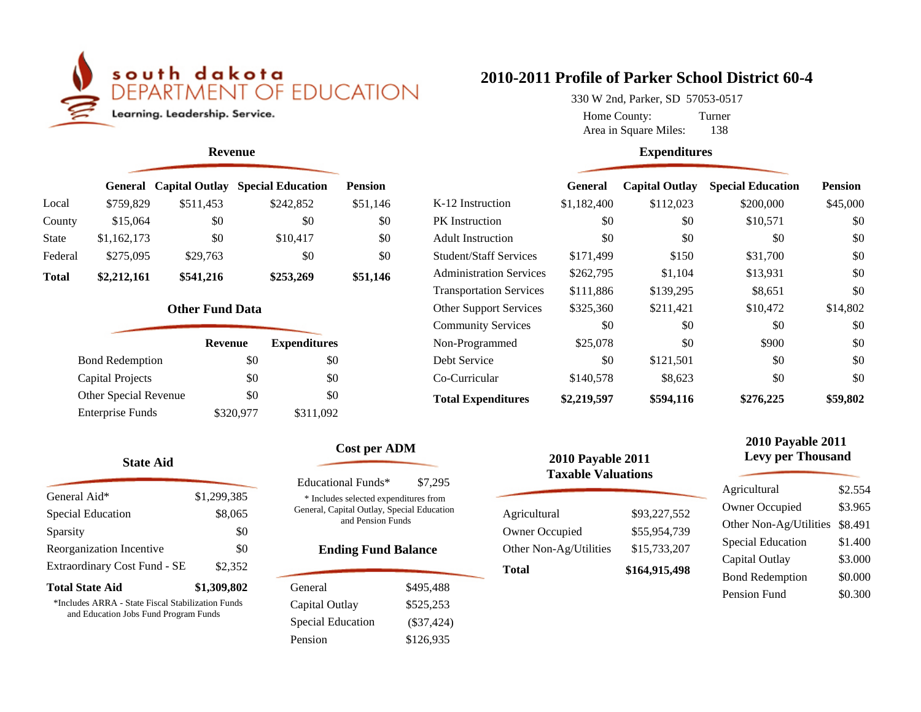south dakota DEPARTMENT OF EDUCATION
Learning. Leadership. Service.

# 2010-2011 Profile of Parker School District 60-4

330 W 2nd, Parker, SD 57053-0517

Home County: Turner

Area in Square Miles: 138

## Revenue

| | General | Capital Outlay | Special Education | Pension |
|---|---|---|---|---|
| Local | $759,829 | $511,453 | $242,852 | $51,146 |
| County | $15,064 | $0 | $0 | $0 |
| State | $1,162,173 | $0 | $10,417 | $0 |
| Federal | $275,095 | $29,763 | $0 | $0 |
| **Total** | **$2,212,161** | **$541,216** | **$253,269** | **$51,146** |

## Other Fund Data

| | Revenue | Expenditures |
|---|---|---|
| Bond Redemption | $0 | $0 |
| Capital Projects | $0 | $0 |
| Other Special Revenue | $0 | $0 |
| Enterprise Funds | $320,977 | $311,092 |

## Expenditures

| | General | Capital Outlay | Special Education | Pension |
|---|---|---|---|---|
| K-12 Instruction | $1,182,400 | $112,023 | $200,000 | $45,000 |
| PK Instruction | $0 | $0 | $10,571 | $0 |
| Adult Instruction | $0 | $0 | $0 | $0 |
| Student/Staff Services | $171,499 | $150 | $31,700 | $0 |
| Administration Services | $262,795 | $1,104 | $13,931 | $0 |
| Transportation Services | $111,886 | $139,295 | $8,651 | $0 |
| Other Support Services | $325,360 | $211,421 | $10,472 | $14,802 |
| Community Services | $0 | $0 | $0 | $0 |
| Non-Programmed | $25,078 | $0 | $900 | $0 |
| Debt Service | $0 | $121,501 | $0 | $0 |
| Co-Curricular | $140,578 | $8,623 | $0 | $0 |
| **Total Expenditures** | **$2,219,597** | **$594,116** | **$276,225** | **$59,802** |

## State Aid

| | |
|---|---|
| General Aid* | $1,299,385 |
| Special Education | $8,065 |
| Sparsity | $0 |
| Reorganization Incentive | $0 |
| Extraordinary Cost Fund - SE | $2,352 |
| **Total State Aid** | **$1,309,802** |

*Includes ARRA - State Fiscal Stabilization Funds and Education Jobs Fund Program Funds

## Cost per ADM

| | |
|---|---|
| Educational Funds* | $7,295 |

* Includes selected expenditures from General, Capital Outlay, Special Education and Pension Funds

## Ending Fund Balance

| | |
|---|---|
| General | $495,488 |
| Capital Outlay | $525,253 |
| Special Education | ($37,424) |
| Pension | $126,935 |

## 2010 Payable 2011 Taxable Valuations

| | |
|---|---|
| Agricultural | $93,227,552 |
| Owner Occupied | $55,954,739 |
| Other Non-Ag/Utilities | $15,733,207 |
| **Total** | **$164,915,498** |

## 2010 Payable 2011 Levy per Thousand

| | |
|---|---|
| Agricultural | $2.554 |
| Owner Occupied | $3.965 |
| Other Non-Ag/Utilities | $8.491 |
| Special Education | $1.400 |
| Capital Outlay | $3.000 |
| Bond Redemption | $0.000 |
| Pension Fund | $0.300 |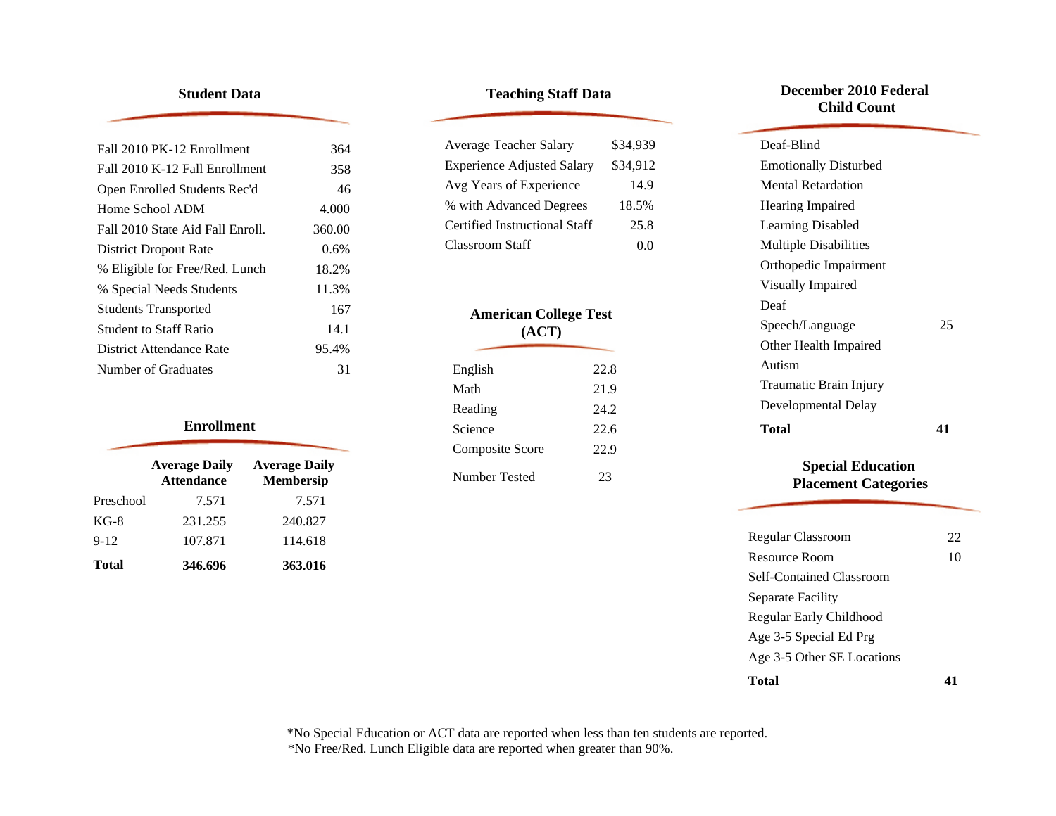## Student Data

| | |
|---|---|
| Fall 2010 PK-12 Enrollment | 364 |
| Fall 2010 K-12 Fall Enrollment | 358 |
| Open Enrolled Students Rec'd | 46 |
| Home School ADM | 4.000 |
| Fall 2010 State Aid Fall Enroll. | 360.00 |
| District Dropout Rate | 0.6% |
| % Eligible for Free/Red. Lunch | 18.2% |
| % Special Needs Students | 11.3% |
| Students Transported | 167 |
| Student to Staff Ratio | 14.1 |
| District Attendance Rate | 95.4% |
| Number of Graduates | 31 |

## Enrollment

| | Average Daily Attendance | Average Daily Membership |
|---|---|---|
| Preschool | 7.571 | 7.571 |
| KG-8 | 231.255 | 240.827 |
| 9-12 | 107.871 | 114.618 |
| **Total** | **346.696** | **363.016** |

## Teaching Staff Data

| | |
|---|---|
| Average Teacher Salary | $34,939 |
| Experience Adjusted Salary | $34,912 |
| Avg Years of Experience | 14.9 |
| % with Advanced Degrees | 18.5% |
| Certified Instructional Staff | 25.8 |
| Classroom Staff | 0.0 |

## American College Test (ACT)

| | |
|---|---|
| English | 22.8 |
| Math | 21.9 |
| Reading | 24.2 |
| Science | 22.6 |
| Composite Score | 22.9 |
| Number Tested | 23 |

## December 2010 Federal Child Count

| | |
|---|---|
| Deaf-Blind | |
| Emotionally Disturbed | |
| Mental Retardation | |
| Hearing Impaired | |
| Learning Disabled | |
| Multiple Disabilities | |
| Orthopedic Impairment | |
| Visually Impaired | |
| Deaf | |
| Speech/Language | 25 |
| Other Health Impaired | |
| Autism | |
| Traumatic Brain Injury | |
| Developmental Delay | |
| **Total** | **41** |

## Special Education Placement Categories

| | |
|---|---|
| Regular Classroom | 22 |
| Resource Room | 10 |
| Self-Contained Classroom | |
| Separate Facility | |
| Regular Early Childhood | |
| Age 3-5 Special Ed Prg | |
| Age 3-5 Other SE Locations | |
| **Total** | **41** |

*No Special Education or ACT data are reported when less than ten students are reported.
*No Free/Red. Lunch Eligible data are reported when greater than 90%.